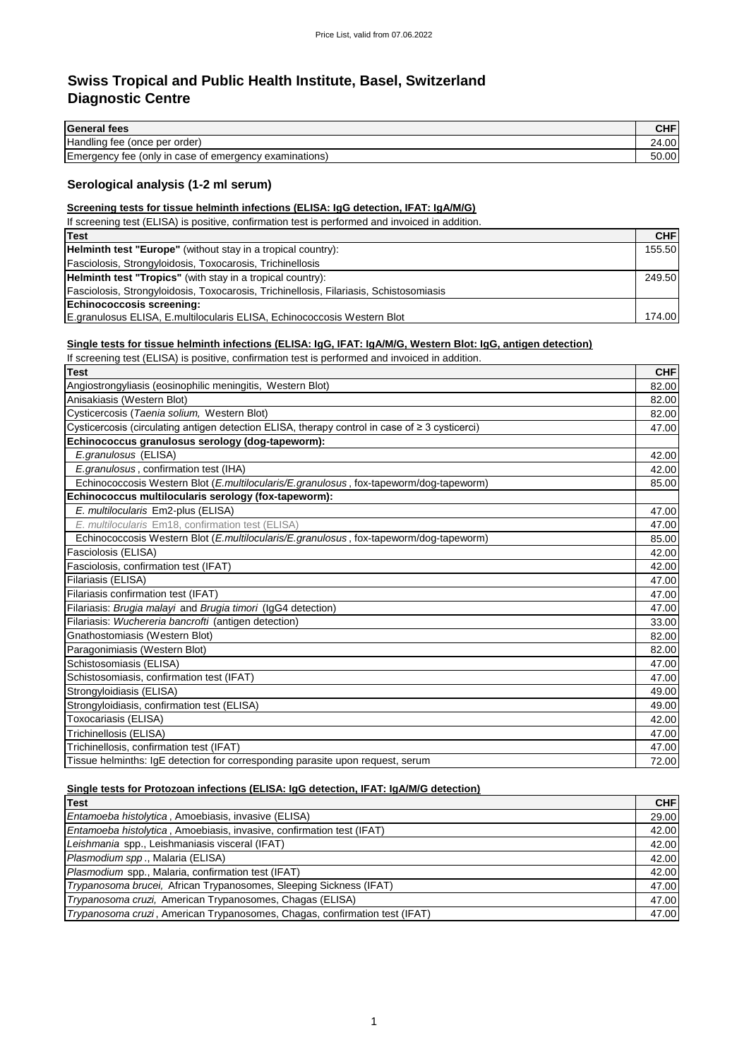# Swiss Tropical and Public Health Institute, Basel, Switzerland
# Diagnostic Centre

| **General fees** | **CHF** |
|---|---|
| Handling fee (once per order) | 24.00 |
| Emergency fee (only in case of emergency examinations) | 50.00 |

## Serological analysis (1-2 ml serum)

### Screening tests for tissue helminth infections (ELISA: IgG detection, IFAT: IgA/M/G)

If screening test (ELISA) is positive, confirmation test is performed and invoiced in addition.

| **Test** | **CHF** |
|---|---|
| **Helminth test "Europe"** (without stay in a tropical country): | 155.50 |
| Fasciolosis, Strongyloidosis, Toxocarosis, Trichinellosis | |
| **Helminth test "Tropics"** (with stay in a tropical country): | 249.50 |
| Fasciolosis, Strongyloidosis, Toxocarosis, Trichinellosis, Filariasis, Schistosomiasis | |
| **Echinococcosis screening:** | |
| E.granulosus ELISA, E.multilocularis ELISA, Echinococcosis Western Blot | 174.00 |

### Single tests for tissue helminth infections (ELISA: IgG, IFAT: IgA/M/G, Western Blot: IgG, antigen detection)

If screening test (ELISA) is positive, confirmation test is performed and invoiced in addition.

| **Test** | **CHF** |
|---|---|
| Angiostrongyliasis (eosinophilic meningitis, Western Blot) | 82.00 |
| Anisakiasis (Western Blot) | 82.00 |
| Cysticercosis (*Taenia solium,* Western Blot) | 82.00 |
| Cysticercosis (circulating antigen detection ELISA, therapy control in case of ≥ 3 cysticerci) | 47.00 |
| **Echinococcus granulosus serology (dog-tapeworm):** | |
| *E.granulosus* (ELISA) | 42.00 |
| *E.granulosus* , confirmation test (IHA) | 42.00 |
| Echinococcosis Western Blot (*E.multilocularis/E.granulosus* , fox-tapeworm/dog-tapeworm) | 85.00 |
| **Echinococcus multilocularis serology (fox-tapeworm):** | |
| *E. multilocularis* Em2-plus (ELISA) | 47.00 |
| *E. multilocularis* Em18, confirmation test (ELISA) | 47.00 |
| Echinococcosis Western Blot (*E.multilocularis/E.granulosus* , fox-tapeworm/dog-tapeworm) | 85.00 |
| Fasciolosis (ELISA) | 42.00 |
| Fasciolosis, confirmation test (IFAT) | 42.00 |
| Filariasis (ELISA) | 47.00 |
| Filariasis confirmation test (IFAT) | 47.00 |
| Filariasis: *Brugia malayi* and *Brugia timori* (IgG4 detection) | 47.00 |
| Filariasis: *Wuchereria bancrofti* (antigen detection) | 33.00 |
| Gnathostomiasis (Western Blot) | 82.00 |
| Paragonimiasis (Western Blot) | 82.00 |
| Schistosomiasis (ELISA) | 47.00 |
| Schistosomiasis, confirmation test (IFAT) | 47.00 |
| Strongyloidiasis (ELISA) | 49.00 |
| Strongyloidiasis, confirmation test (ELISA) | 49.00 |
| Toxocariasis (ELISA) | 42.00 |
| Trichinellosis (ELISA) | 47.00 |
| Trichinellosis, confirmation test (IFAT) | 47.00 |
| Tissue helminths: IgE detection for corresponding parasite upon request, serum | 72.00 |

### Single tests for Protozoan infections (ELISA: IgG detection, IFAT: IgA/M/G detection)

| **Test** | **CHF** |
|---|---|
| *Entamoeba histolytica* , Amoebiasis, invasive (ELISA) | 29.00 |
| *Entamoeba histolytica* , Amoebiasis, invasive, confirmation test (IFAT) | 42.00 |
| *Leishmania* spp., Leishmaniasis visceral (IFAT) | 42.00 |
| *Plasmodium spp* ., Malaria (ELISA) | 42.00 |
| *Plasmodium* spp., Malaria, confirmation test (IFAT) | 42.00 |
| *Trypanosoma brucei,* African Trypanosomes, Sleeping Sickness (IFAT) | 47.00 |
| *Trypanosoma cruzi,* American Trypanosomes, Chagas (ELISA) | 47.00 |
| *Trypanosoma cruzi* , American Trypanosomes, Chagas, confirmation test (IFAT) | 47.00 |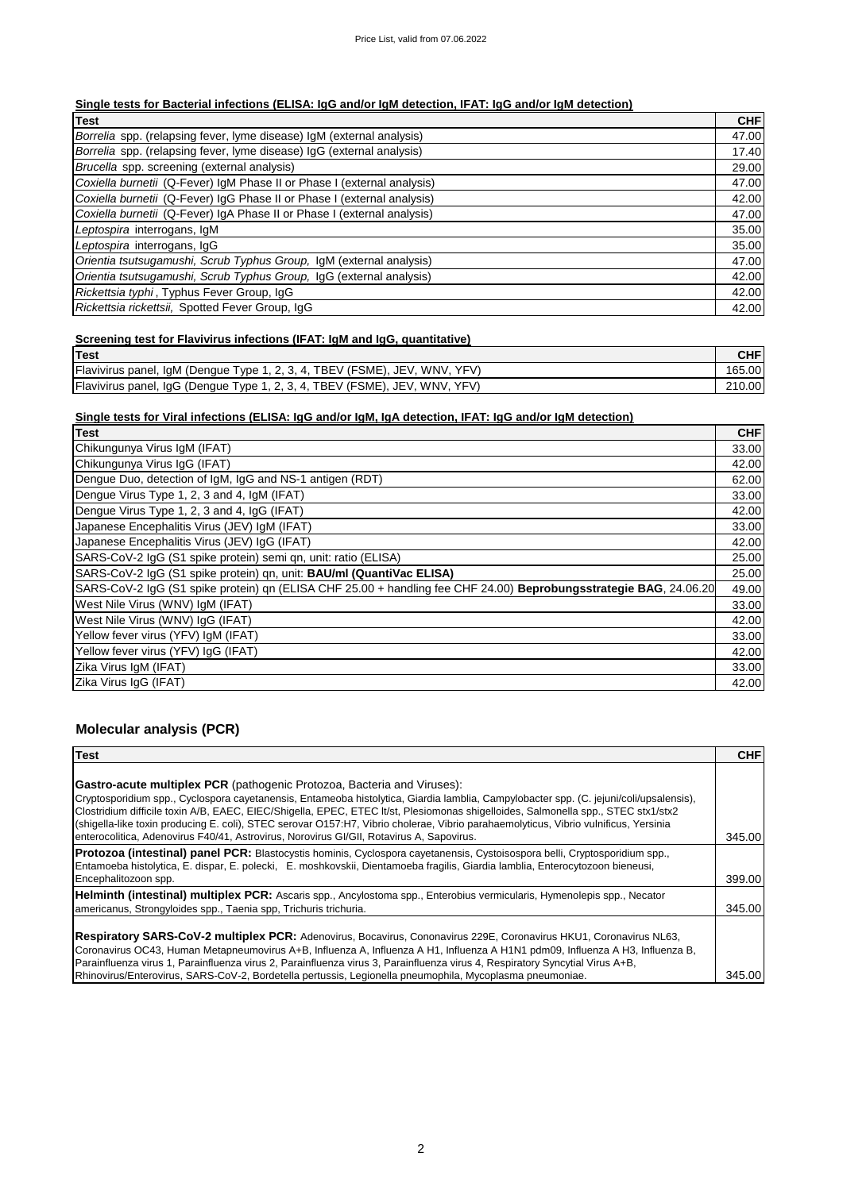### Single tests for Bacterial infections (ELISA: IgG and/or IgM detection, IFAT: IgG and/or IgM detection)

| Test | CHF |
|---|---|
| *Borrelia* spp. (relapsing fever, lyme disease) IgM (external analysis) | 47.00 |
| *Borrelia* spp. (relapsing fever, lyme disease) IgG (external analysis) | 17.40 |
| *Brucella* spp. screening (external analysis) | 29.00 |
| *Coxiella burnetii* (Q-Fever) IgM Phase II or Phase I (external analysis) | 47.00 |
| *Coxiella burnetii* (Q-Fever) IgG Phase II or Phase I (external analysis) | 42.00 |
| *Coxiella burnetii* (Q-Fever) IgA Phase II or Phase I (external analysis) | 47.00 |
| *Leptospira* interrogans, IgM | 35.00 |
| *Leptospira* interrogans, IgG | 35.00 |
| *Orientia tsutsugamushi, Scrub Typhus Group,* IgM (external analysis) | 47.00 |
| *Orientia tsutsugamushi, Scrub Typhus Group,* IgG (external analysis) | 42.00 |
| *Rickettsia typhi* , Typhus Fever Group, IgG | 42.00 |
| *Rickettsia rickettsii,* Spotted Fever Group, IgG | 42.00 |

### Screening test for Flavivirus infections (IFAT: IgM and IgG, quantitative)

| Test | CHF |
|---|---|
| Flavivirus panel, IgM (Dengue Type 1, 2, 3, 4, TBEV (FSME), JEV, WNV, YFV) | 165.00 |
| Flavivirus panel, IgG (Dengue Type 1, 2, 3, 4, TBEV (FSME), JEV, WNV, YFV) | 210.00 |

### Single tests for Viral infections (ELISA: IgG and/or IgM, IgA detection, IFAT: IgG and/or IgM detection)

| Test | CHF |
|---|---|
| Chikungunya Virus IgM (IFAT) | 33.00 |
| Chikungunya Virus IgG (IFAT) | 42.00 |
| Dengue Duo, detection of IgM, IgG and NS-1 antigen (RDT) | 62.00 |
| Dengue Virus Type 1, 2, 3 and 4, IgM (IFAT) | 33.00 |
| Dengue Virus Type 1, 2, 3 and 4, IgG (IFAT) | 42.00 |
| Japanese Encephalitis Virus (JEV) IgM (IFAT) | 33.00 |
| Japanese Encephalitis Virus (JEV) IgG (IFAT) | 42.00 |
| SARS-CoV-2 IgG (S1 spike protein) semi qn, unit: ratio (ELISA) | 25.00 |
| SARS-CoV-2 IgG (S1 spike protein) qn, unit: **BAU/ml (QuantiVac ELISA)** | 25.00 |
| SARS-CoV-2 IgG (S1 spike protein) qn (ELISA CHF 25.00 + handling fee CHF 24.00) **Beprobungsstrategie BAG**, 24.06.20 | 49.00 |
| West Nile Virus (WNV) IgM (IFAT) | 33.00 |
| West Nile Virus (WNV) IgG (IFAT) | 42.00 |
| Yellow fever virus (YFV) IgM (IFAT) | 33.00 |
| Yellow fever virus (YFV) IgG (IFAT) | 42.00 |
| Zika Virus IgM (IFAT) | 33.00 |
| Zika Virus IgG (IFAT) | 42.00 |

## Molecular analysis (PCR)

| Test | CHF |
|---|---|
| **Gastro-acute multiplex PCR** (pathogenic Protozoa, Bacteria and Viruses): Cryptosporidium spp., Cyclospora cayetanensis, Entameoba histolytica, Giardia lamblia, Campylobacter spp. (C. jejuni/coli/upsalensis), Clostridium difficile toxin A/B, EAEC, EIEC/Shigella, EPEC, ETEC lt/st, Plesiomonas shigelloides, Salmonella spp., STEC stx1/stx2 (shigella-like toxin producing E. coli), STEC serovar O157:H7, Vibrio cholerae, Vibrio parahaemolyticus, Vibrio vulnificus, Yersinia enterocolitica, Adenovirus F40/41, Astrovirus, Norovirus GI/GII, Rotavirus A, Sapovirus. | 345.00 |
| **Protozoa (intestinal) panel PCR:** Blastocystis hominis, Cyclospora cayetanensis, Cystoisospora belli, Cryptosporidium spp., Entamoeba histolytica, E. dispar, E. polecki, E. moshkovskii, Dientamoeba fragilis, Giardia lamblia, Enterocytozoon bieneusi, Encephalitozoon spp. | 399.00 |
| **Helminth (intestinal) multiplex PCR:** Ascaris spp., Ancylostoma spp., Enterobius vermicularis, Hymenolepis spp., Necator americanus, Strongyloides spp., Taenia spp, Trichuris trichuria. | 345.00 |
| **Respiratory SARS-CoV-2 multiplex PCR:** Adenovirus, Bocavirus, Cononavirus 229E, Coronavirus HKU1, Coronavirus NL63, Coronavirus OC43, Human Metapneumovirus A+B, Influenza A, Influenza A H1, Influenza A H1N1 pdm09, Influenza A H3, Influenza B, Parainfluenza virus 1, Parainfluenza virus 2, Parainfluenza virus 3, Parainfluenza virus 4, Respiratory Syncytial Virus A+B, Rhinovirus/Enterovirus, SARS-CoV-2, Bordetella pertussis, Legionella pneumophila, Mycoplasma pneumoniae. | 345.00 |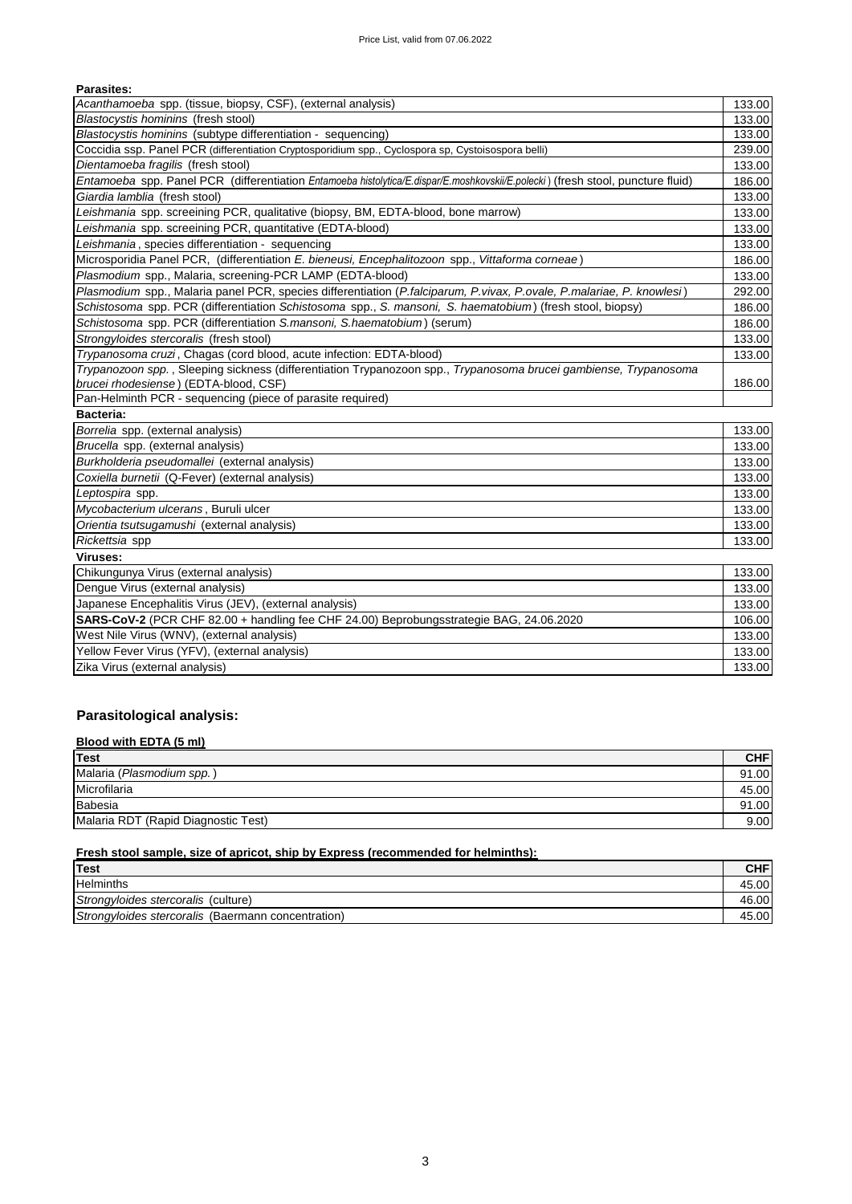**Parasites:**

| | |
|---|---|
| *Acanthamoeba* spp. (tissue, biopsy, CSF), (external analysis) | 133.00 |
| *Blastocystis hominins* (fresh stool) | 133.00 |
| *Blastocystis hominins* (subtype differentiation - sequencing) | 133.00 |
| Coccidia ssp. Panel PCR (differentiation Cryptosporidium spp., Cyclospora sp, Cystoisospora belli) | 239.00 |
| *Dientamoeba fragilis* (fresh stool) | 133.00 |
| *Entamoeba* spp. Panel PCR (differentiation *Entamoeba histolytica/E.dispar/E.moshkovskii/E.polecki*) (fresh stool, puncture fluid) | 186.00 |
| *Giardia lamblia* (fresh stool) | 133.00 |
| *Leishmania* spp. screeining PCR, qualitative (biopsy, BM, EDTA-blood, bone marrow) | 133.00 |
| *Leishmania* spp. screeining PCR, quantitative (EDTA-blood) | 133.00 |
| *Leishmania*, species differentiation - sequencing | 133.00 |
| Microsporidia Panel PCR, (differentiation *E. bieneusi, Encephalitozoon* spp., *Vittaforma corneae*) | 186.00 |
| *Plasmodium* spp., Malaria, screening-PCR LAMP (EDTA-blood) | 133.00 |
| *Plasmodium* spp., Malaria panel PCR, species differentiation (*P.falciparum, P.vivax, P.ovale, P.malariae, P. knowlesi*) | 292.00 |
| *Schistosoma* spp. PCR (differentiation *Schistosoma* spp., *S. mansoni, S. haematobium*) (fresh stool, biopsy) | 186.00 |
| *Schistosoma* spp. PCR (differentiation *S.mansoni, S.haematobium*) (serum) | 186.00 |
| *Strongyloides stercoralis* (fresh stool) | 133.00 |
| *Trypanosoma cruzi*, Chagas (cord blood, acute infection: EDTA-blood) | 133.00 |
| *Trypanozoon spp.*, Sleeping sickness (differentiation Trypanozoon spp., *Trypanosoma brucei gambiense, Trypanosoma brucei rhodesiense*) (EDTA-blood, CSF) | 186.00 |
| Pan-Helminth PCR - sequencing (piece of parasite required) | |

**Bacteria:**

| | |
|---|---|
| *Borrelia* spp. (external analysis) | 133.00 |
| *Brucella* spp. (external analysis) | 133.00 |
| *Burkholderia pseudomallei* (external analysis) | 133.00 |
| *Coxiella burnetii* (Q-Fever) (external analysis) | 133.00 |
| *Leptospira* spp. | 133.00 |
| *Mycobacterium ulcerans*, Buruli ulcer | 133.00 |
| *Orientia tsutsugamushi* (external analysis) | 133.00 |
| *Rickettsia* spp | 133.00 |

**Viruses:**

| | |
|---|---|
| Chikungunya Virus (external analysis) | 133.00 |
| Dengue Virus (external analysis) | 133.00 |
| Japanese Encephalitis Virus (JEV), (external analysis) | 133.00 |
| **SARS-CoV-2** (PCR CHF 82.00 + handling fee CHF 24.00) Beprobungsstrategie BAG, 24.06.2020 | 106.00 |
| West Nile Virus (WNV), (external analysis) | 133.00 |
| Yellow Fever Virus (YFV), (external analysis) | 133.00 |
| Zika Virus (external analysis) | 133.00 |

## Parasitological analysis:

**Blood with EDTA (5 ml)**

| Test | CHF |
|---|---|
| Malaria (*Plasmodium spp.*) | 91.00 |
| Microfilaria | 45.00 |
| Babesia | 91.00 |
| Malaria RDT (Rapid Diagnostic Test) | 9.00 |

**Fresh stool sample, size of apricot, ship by Express (recommended for helminths):**

| Test | CHF |
|---|---|
| Helminths | 45.00 |
| *Strongyloides stercoralis* (culture) | 46.00 |
| *Strongyloides stercoralis* (Baermann concentration) | 45.00 |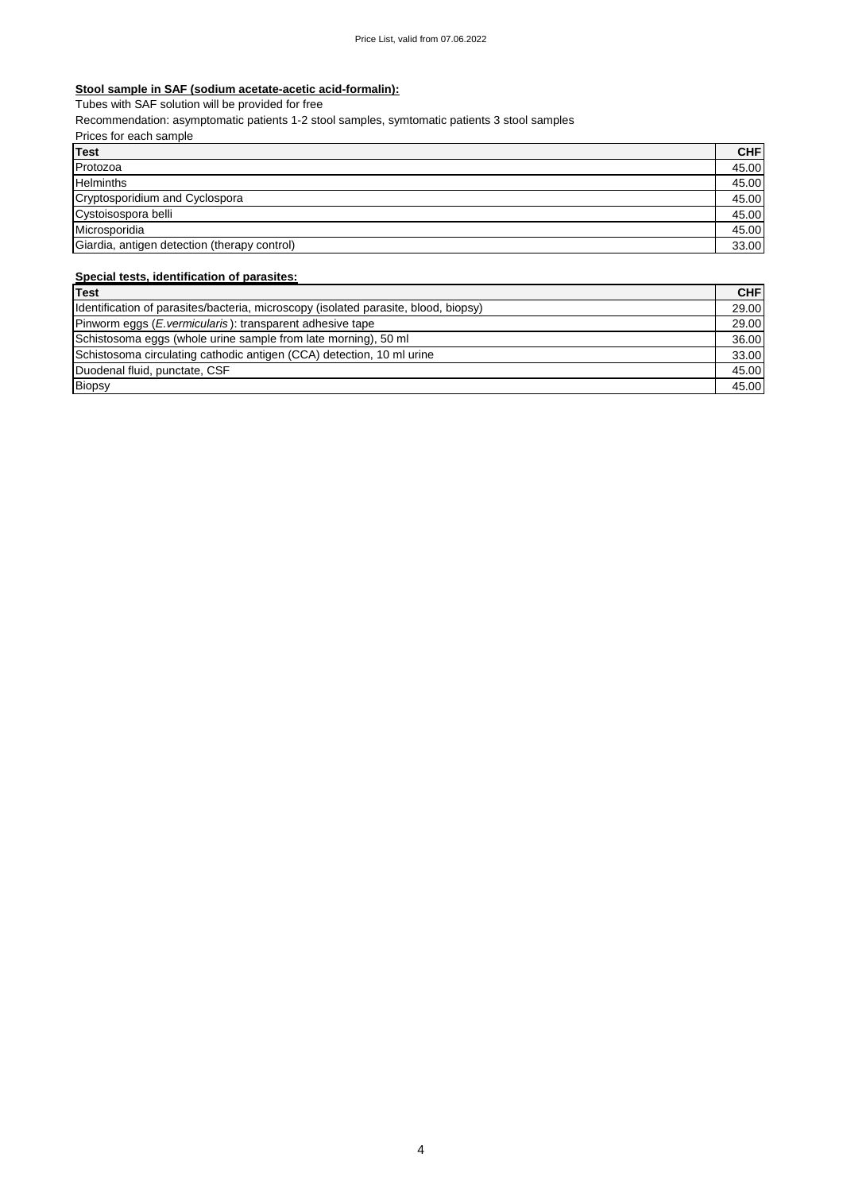**Stool sample in SAF (sodium acetate-acetic acid-formalin):**

Tubes with SAF solution will be provided for free

Recommendation: asymptomatic patients 1-2 stool samples, symtomatic patients 3 stool samples

Prices for each sample

| Test | CHF |
|---|---|
| Protozoa | 45.00 |
| Helminths | 45.00 |
| Cryptosporidium and Cyclospora | 45.00 |
| Cystoisospora belli | 45.00 |
| Microsporidia | 45.00 |
| Giardia, antigen detection (therapy control) | 33.00 |

**Special tests, identification of parasites:**

| Test | CHF |
|---|---|
| Identification of parasites/bacteria, microscopy (isolated parasite, blood, biopsy) | 29.00 |
| Pinworm eggs (*E.vermicularis*): transparent adhesive tape | 29.00 |
| Schistosoma eggs (whole urine sample from late morning), 50 ml | 36.00 |
| Schistosoma circulating cathodic antigen (CCA) detection, 10 ml urine | 33.00 |
| Duodenal fluid, punctate, CSF | 45.00 |
| Biopsy | 45.00 |